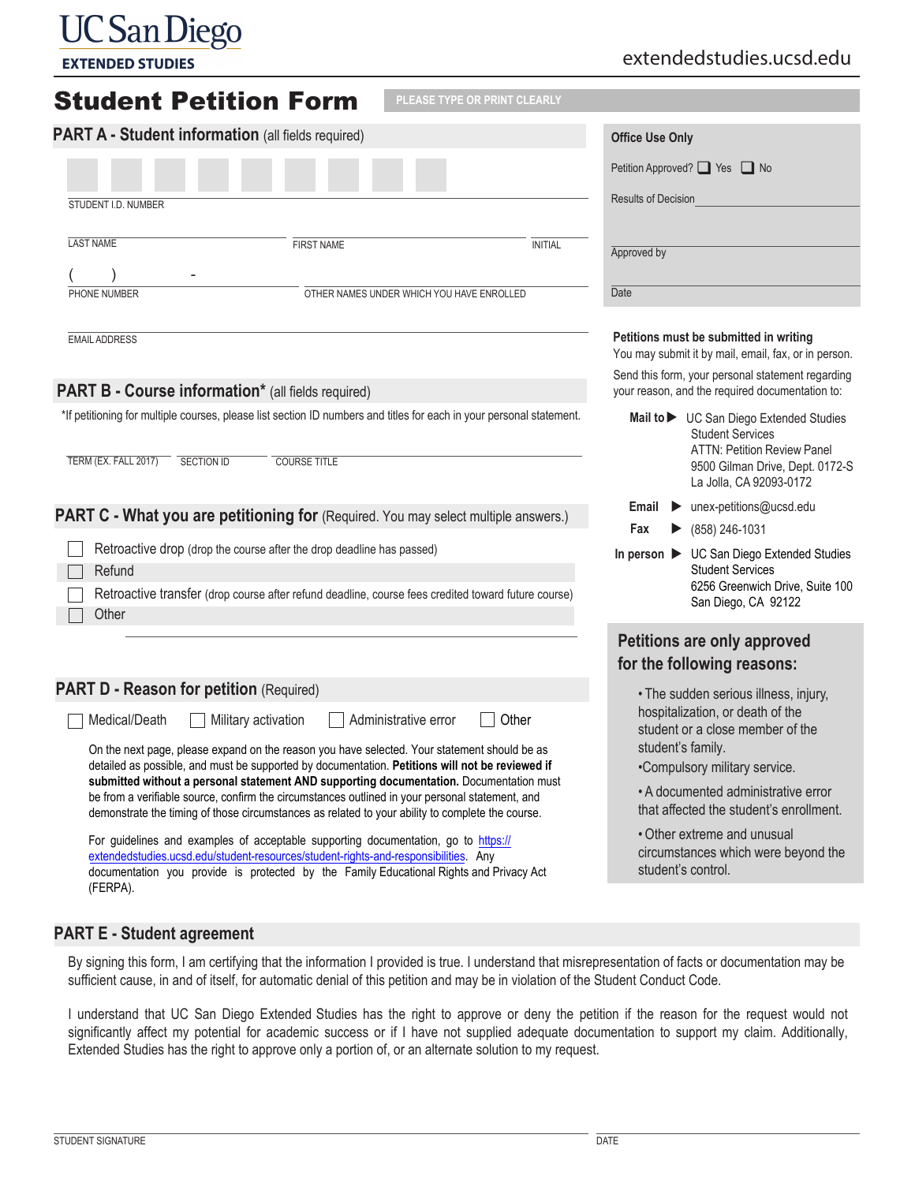UC San Diego
**EXTENDED STUDIES**

extendedstudies.ucsd.edu

# Student Petition Form

PLEASE TYPE OR PRINT CLEARLY

## PART A - Student information (all fields required)

STUDENT I.D. NUMBER

LAST NAME | FIRST NAME | INITIAL

( ) - 
PHONE NUMBER | OTHER NAMES UNDER WHICH YOU HAVE ENROLLED

EMAIL ADDRESS

**Office Use Only**

Petition Approved? ☐ Yes ☐ No

Results of Decision

Approved by

Date

## PART B - Course information* (all fields required)

*If petitioning for multiple courses, please list section ID numbers and titles for each in your personal statement.

TERM (EX. FALL 2017) | SECTION ID | COURSE TITLE

## PART C - What you are petitioning for (Required. You may select multiple answers.)

- ☐ Retroactive drop (drop the course after the drop deadline has passed)
- ☐ Refund
- ☐ Retroactive transfer (drop course after refund deadline, course fees credited toward future course)
- ☐ Other

## PART D - Reason for petition (Required)

☐ Medical/Death ☐ Military activation ☐ Administrative error ☐ Other

On the next page, please expand on the reason you have selected. Your statement should be as detailed as possible, and must be supported by documentation. **Petitions will not be reviewed if submitted without a personal statement AND supporting documentation.** Documentation must be from a verifiable source, confirm the circumstances outlined in your personal statement, and demonstrate the timing of those circumstances as related to your ability to complete the course.

For guidelines and examples of acceptable supporting documentation, go to https://extendedstudies.ucsd.edu/student-resources/student-rights-and-responsibilities. Any documentation you provide is protected by the Family Educational Rights and Privacy Act (FERPA).

**Petitions must be submitted in writing**

You may submit it by mail, email, fax, or in person.

Send this form, your personal statement regarding your reason, and the required documentation to:

**Mail to** ▶ UC San Diego Extended Studies
Student Services
ATTN: Petition Review Panel
9500 Gilman Drive, Dept. 0172-S
La Jolla, CA 92093-0172

**Email** ▶ unex-petitions@ucsd.edu

**Fax** ▶ (858) 246-1031

**In person** ▶ UC San Diego Extended Studies
Student Services
6256 Greenwich Drive, Suite 100
San Diego, CA 92122

### Petitions are only approved for the following reasons:

- The sudden serious illness, injury, hospitalization, or death of the student or a close member of the student's family.
- Compulsory military service.
- A documented administrative error that affected the student's enrollment.
- Other extreme and unusual circumstances which were beyond the student's control.

## PART E - Student agreement

By signing this form, I am certifying that the information I provided is true. I understand that misrepresentation of facts or documentation may be sufficient cause, in and of itself, for automatic denial of this petition and may be in violation of the Student Conduct Code.

I understand that UC San Diego Extended Studies has the right to approve or deny the petition if the reason for the request would not significantly affect my potential for academic success or if I have not supplied adequate documentation to support my claim. Additionally, Extended Studies has the right to approve only a portion of, or an alternate solution to my request.

STUDENT SIGNATURE | DATE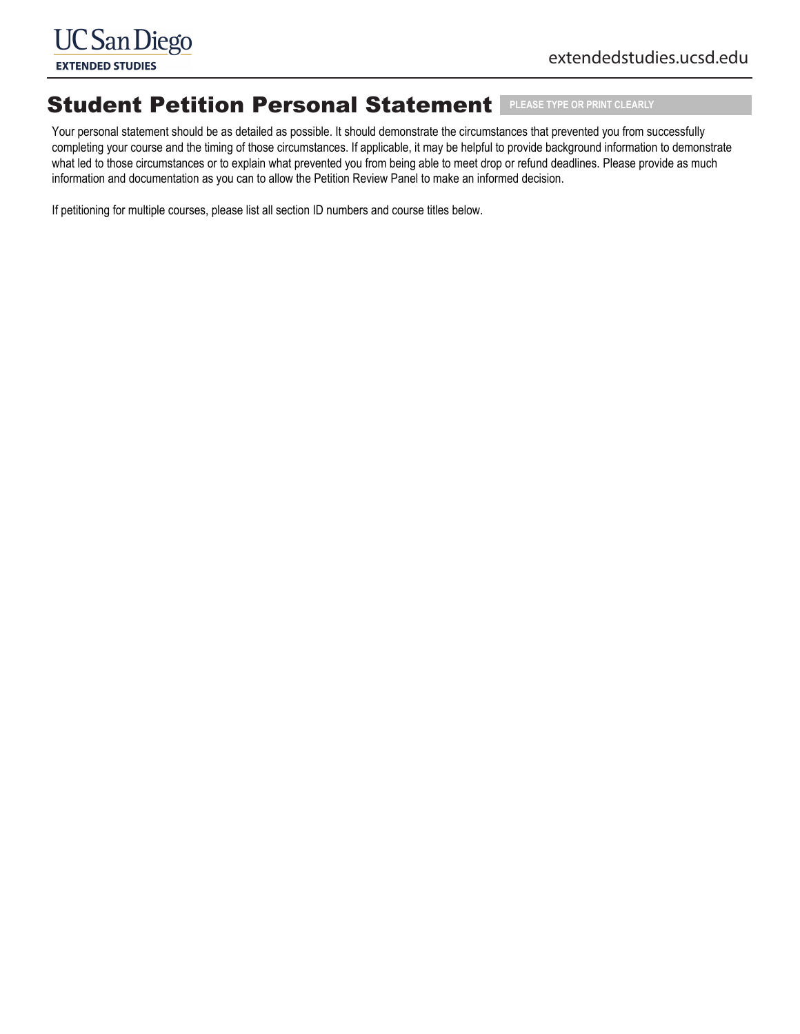UC San Diego
EXTENDED STUDIES

extendedstudies.ucsd.edu

# Student Petition Personal Statement

PLEASE TYPE OR PRINT CLEARLY

Your personal statement should be as detailed as possible. It should demonstrate the circumstances that prevented you from successfully completing your course and the timing of those circumstances. If applicable, it may be helpful to provide background information to demonstrate what led to those circumstances or to explain what prevented you from being able to meet drop or refund deadlines. Please provide as much information and documentation as you can to allow the Petition Review Panel to make an informed decision.

If petitioning for multiple courses, please list all section ID numbers and course titles below.